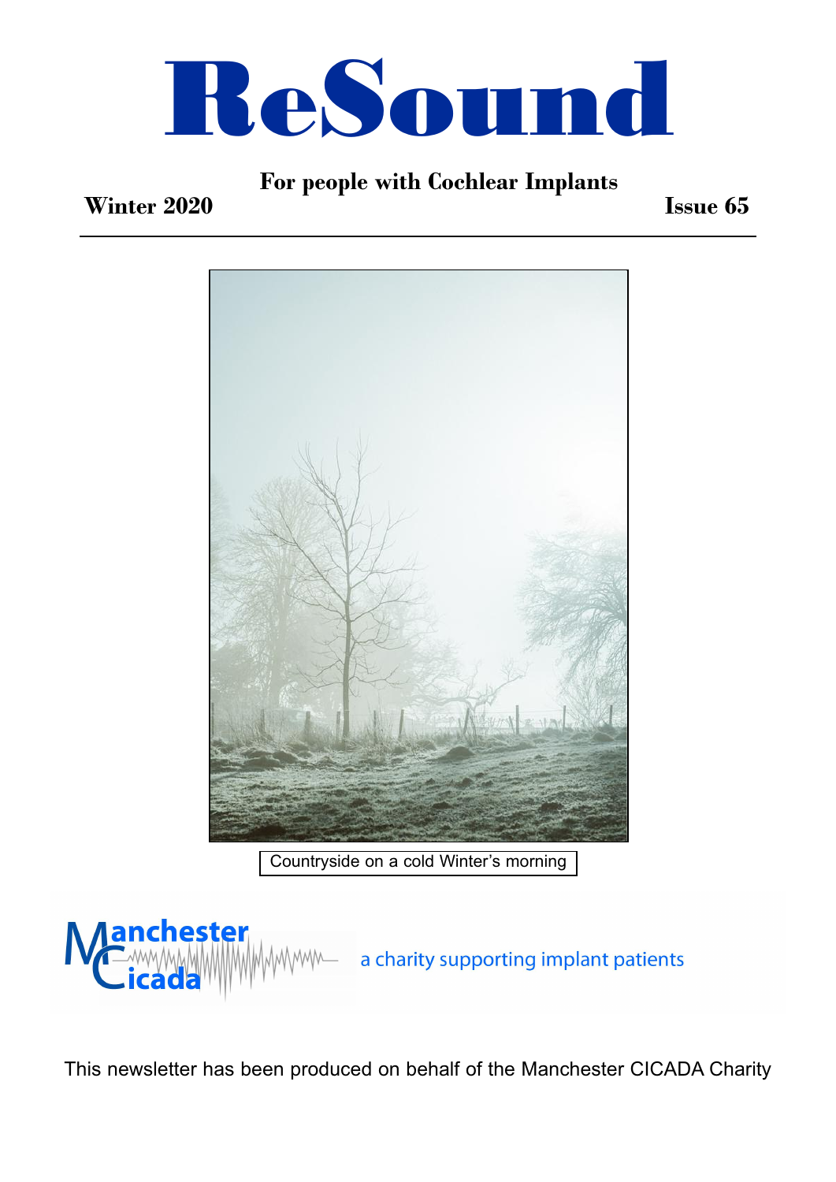# ReSound

**For people with Cochlear Implants**

**Winter 2020** **Issue 65**

---

Countryside on a cold Winter's morning

Manchester Cicada

a charity supporting implant patients

This newsletter has been produced on behalf of the Manchester CICADA Charity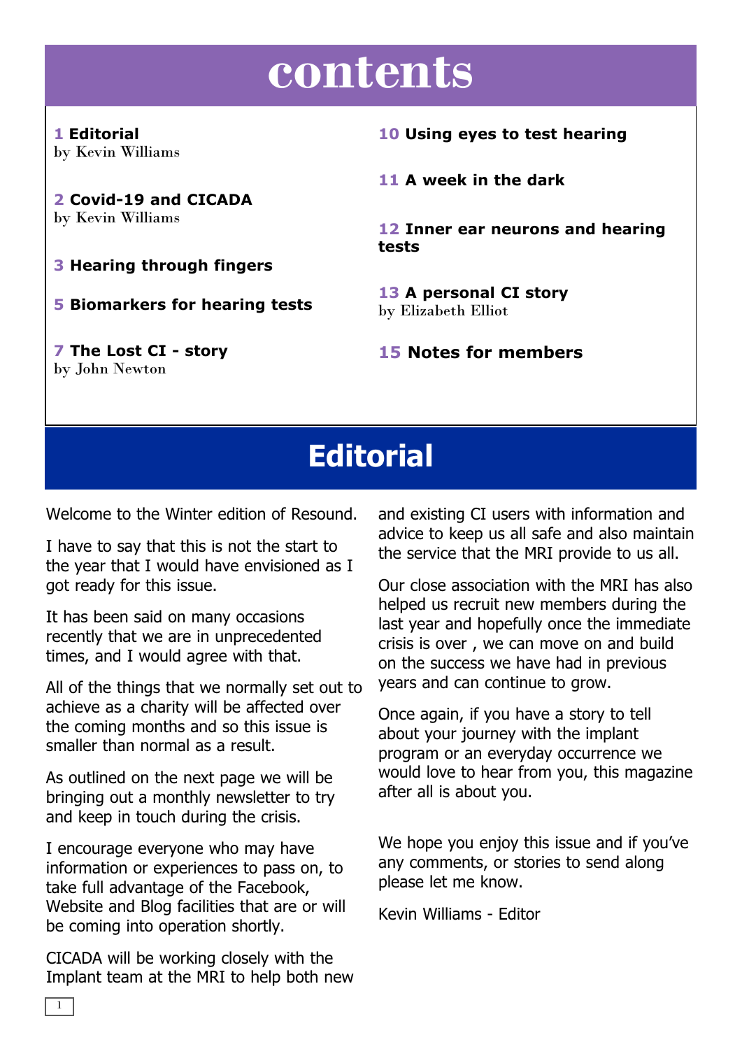# contents

**1 Editorial**
by Kevin Williams

**2 Covid-19 and CICADA**
by Kevin Williams

**3 Hearing through fingers**

**5 Biomarkers for hearing tests**

**7 The Lost CI - story**
by John Newton

**10 Using eyes to test hearing**

**11 A week in the dark**

**12 Inner ear neurons and hearing tests**

**13 A personal CI story**
by Elizabeth Elliot

**15 Notes for members**

# Editorial

Welcome to the Winter edition of Resound.

I have to say that this is not the start to the year that I would have envisioned as I got ready for this issue.

It has been said on many occasions recently that we are in unprecedented times, and I would agree with that.

All of the things that we normally set out to achieve as a charity will be affected over the coming months and so this issue is smaller than normal as a result.

As outlined on the next page we will be bringing out a monthly newsletter to try and keep in touch during the crisis.

I encourage everyone who may have information or experiences to pass on, to take full advantage of the Facebook, Website and Blog facilities that are or will be coming into operation shortly.

CICADA will be working closely with the Implant team at the MRI to help both new and existing CI users with information and advice to keep us all safe and also maintain the service that the MRI provide to us all.

Our close association with the MRI has also helped us recruit new members during the last year and hopefully once the immediate crisis is over , we can move on and build on the success we have had in previous years and can continue to grow.

Once again, if you have a story to tell about your journey with the implant program or an everyday occurrence we would love to hear from you, this magazine after all is about you.

We hope you enjoy this issue and if you've any comments, or stories to send along please let me know.

Kevin Williams - Editor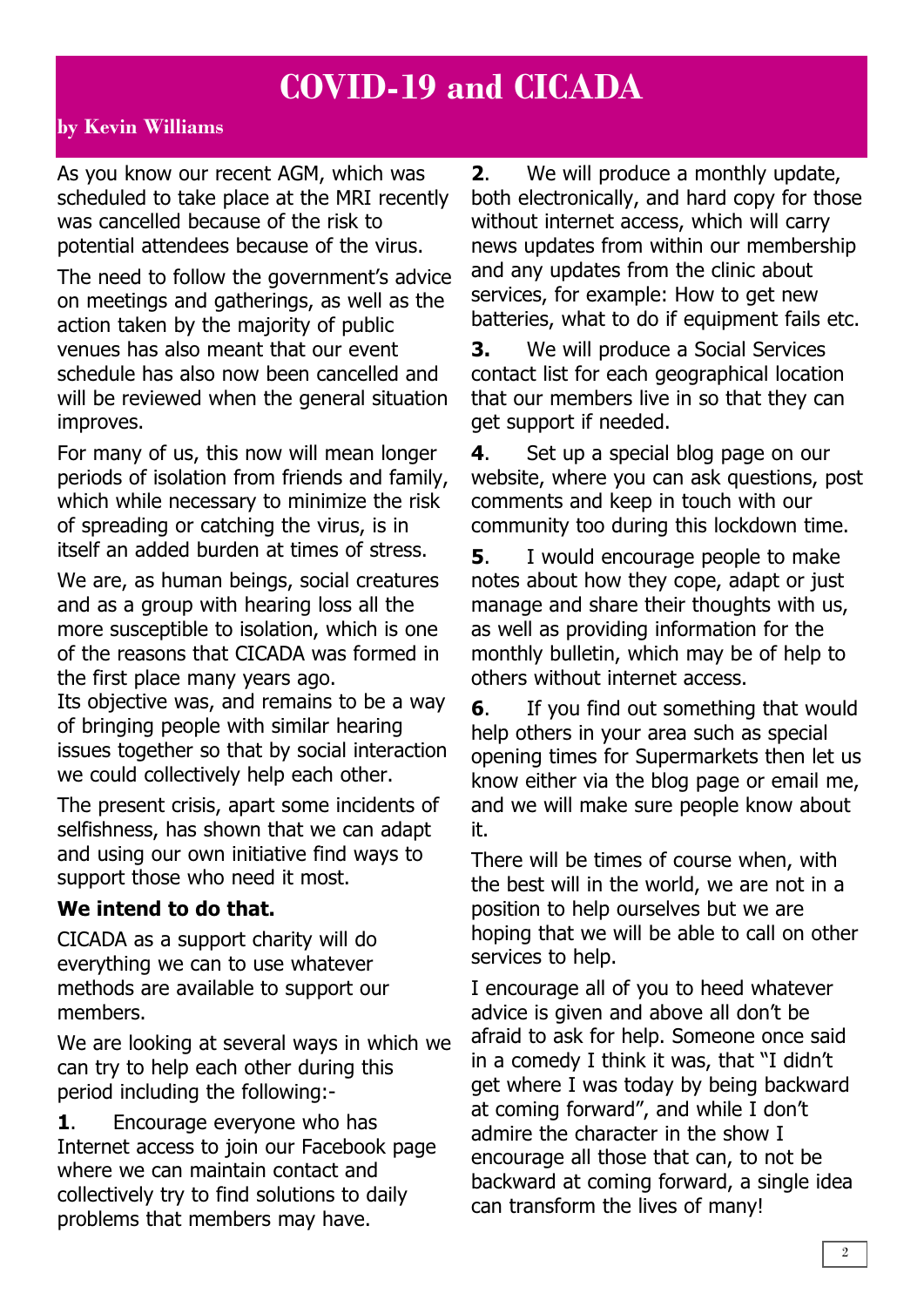# COVID-19 and CICADA

**by Kevin Williams**

As you know our recent AGM, which was scheduled to take place at the MRI recently was cancelled because of the risk to potential attendees because of the virus.

The need to follow the government's advice on meetings and gatherings, as well as the action taken by the majority of public venues has also meant that our event schedule has also now been cancelled and will be reviewed when the general situation improves.

For many of us, this now will mean longer periods of isolation from friends and family, which while necessary to minimize the risk of spreading or catching the virus, is in itself an added burden at times of stress.

We are, as human beings, social creatures and as a group with hearing loss all the more susceptible to isolation, which is one of the reasons that CICADA was formed in the first place many years ago.
Its objective was, and remains to be a way of bringing people with similar hearing issues together so that by social interaction we could collectively help each other.

The present crisis, apart some incidents of selfishness, has shown that we can adapt and using our own initiative find ways to support those who need it most.

**We intend to do that.**

CICADA as a support charity will do everything we can to use whatever methods are available to support our members.

We are looking at several ways in which we can try to help each other during this period including the following:-

**1**. Encourage everyone who has Internet access to join our Facebook page where we can maintain contact and collectively try to find solutions to daily problems that members may have.

**2**. We will produce a monthly update, both electronically, and hard copy for those without internet access, which will carry news updates from within our membership and any updates from the clinic about services, for example: How to get new batteries, what to do if equipment fails etc.

**3.** We will produce a Social Services contact list for each geographical location that our members live in so that they can get support if needed.

**4**. Set up a special blog page on our website, where you can ask questions, post comments and keep in touch with our community too during this lockdown time.

**5**. I would encourage people to make notes about how they cope, adapt or just manage and share their thoughts with us, as well as providing information for the monthly bulletin, which may be of help to others without internet access.

**6**. If you find out something that would help others in your area such as special opening times for Supermarkets then let us know either via the blog page or email me, and we will make sure people know about it.

There will be times of course when, with the best will in the world, we are not in a position to help ourselves but we are hoping that we will be able to call on other services to help.

I encourage all of you to heed whatever advice is given and above all don't be afraid to ask for help. Someone once said in a comedy I think it was, that "I didn't get where I was today by being backward at coming forward", and while I don't admire the character in the show I encourage all those that can, to not be backward at coming forward, a single idea can transform the lives of many!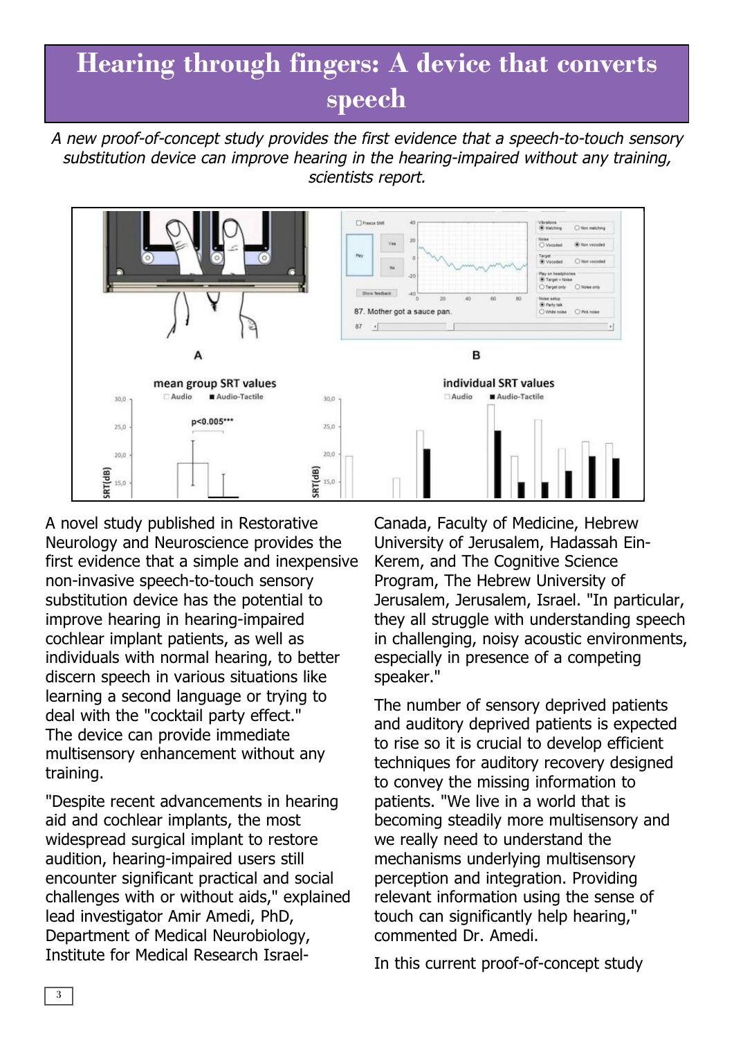# Hearing through fingers: A device that converts speech

*A new proof-of-concept study provides the first evidence that a speech-to-touch sensory substitution device can improve hearing in the hearing-impaired without any training, scientists report.*

A novel study published in Restorative Neurology and Neuroscience provides the first evidence that a simple and inexpensive non-invasive speech-to-touch sensory substitution device has the potential to improve hearing in hearing-impaired cochlear implant patients, as well as individuals with normal hearing, to better discern speech in various situations like learning a second language or trying to deal with the "cocktail party effect." The device can provide immediate multisensory enhancement without any training.

"Despite recent advancements in hearing aid and cochlear implants, the most widespread surgical implant to restore audition, hearing-impaired users still encounter significant practical and social challenges with or without aids," explained lead investigator Amir Amedi, PhD, Department of Medical Neurobiology, Institute for Medical Research Israel-Canada, Faculty of Medicine, Hebrew University of Jerusalem, Hadassah Ein-Kerem, and The Cognitive Science Program, The Hebrew University of Jerusalem, Jerusalem, Israel. "In particular, they all struggle with understanding speech in challenging, noisy acoustic environments, especially in presence of a competing speaker."

The number of sensory deprived patients and auditory deprived patients is expected to rise so it is crucial to develop efficient techniques for auditory recovery designed to convey the missing information to patients. "We live in a world that is becoming steadily more multisensory and we really need to understand the mechanisms underlying multisensory perception and integration. Providing relevant information using the sense of touch can significantly help hearing," commented Dr. Amedi.

In this current proof-of-concept study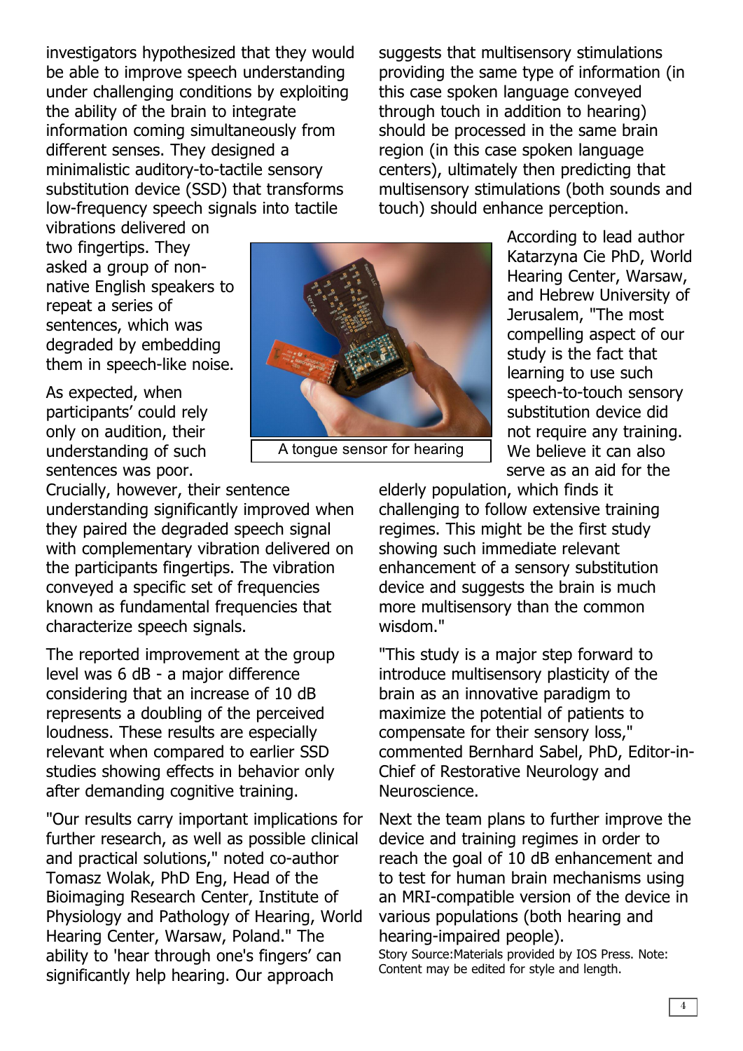investigators hypothesized that they would be able to improve speech understanding under challenging conditions by exploiting the ability of the brain to integrate information coming simultaneously from different senses. They designed a minimalistic auditory-to-tactile sensory substitution device (SSD) that transforms low-frequency speech signals into tactile vibrations delivered on two fingertips. They asked a group of non-native English speakers to repeat a series of sentences, which was degraded by embedding them in speech-like noise.

As expected, when participants' could rely only on audition, their understanding of such sentences was poor. Crucially, however, their sentence understanding significantly improved when they paired the degraded speech signal with complementary vibration delivered on the participants fingertips. The vibration conveyed a specific set of frequencies known as fundamental frequencies that characterize speech signals.

A tongue sensor for hearing

The reported improvement at the group level was 6 dB - a major difference considering that an increase of 10 dB represents a doubling of the perceived loudness. These results are especially relevant when compared to earlier SSD studies showing effects in behavior only after demanding cognitive training.

"Our results carry important implications for further research, as well as possible clinical and practical solutions," noted co-author Tomasz Wolak, PhD Eng, Head of the Bioimaging Research Center, Institute of Physiology and Pathology of Hearing, World Hearing Center, Warsaw, Poland." The ability to 'hear through one's fingers' can significantly help hearing. Our approach suggests that multisensory stimulations providing the same type of information (in this case spoken language conveyed through touch in addition to hearing) should be processed in the same brain region (in this case spoken language centers), ultimately then predicting that multisensory stimulations (both sounds and touch) should enhance perception.

According to lead author Katarzyna Cie PhD, World Hearing Center, Warsaw, and Hebrew University of Jerusalem, "The most compelling aspect of our study is the fact that learning to use such speech-to-touch sensory substitution device did not require any training. We believe it can also serve as an aid for the elderly population, which finds it challenging to follow extensive training regimes. This might be the first study showing such immediate relevant enhancement of a sensory substitution device and suggests the brain is much more multisensory than the common wisdom."

"This study is a major step forward to introduce multisensory plasticity of the brain as an innovative paradigm to maximize the potential of patients to compensate for their sensory loss," commented Bernhard Sabel, PhD, Editor-in-Chief of Restorative Neurology and Neuroscience.

Next the team plans to further improve the device and training regimes in order to reach the goal of 10 dB enhancement and to test for human brain mechanisms using an MRI-compatible version of the device in various populations (both hearing and hearing-impaired people).

Story Source:Materials provided by IOS Press. Note: Content may be edited for style and length.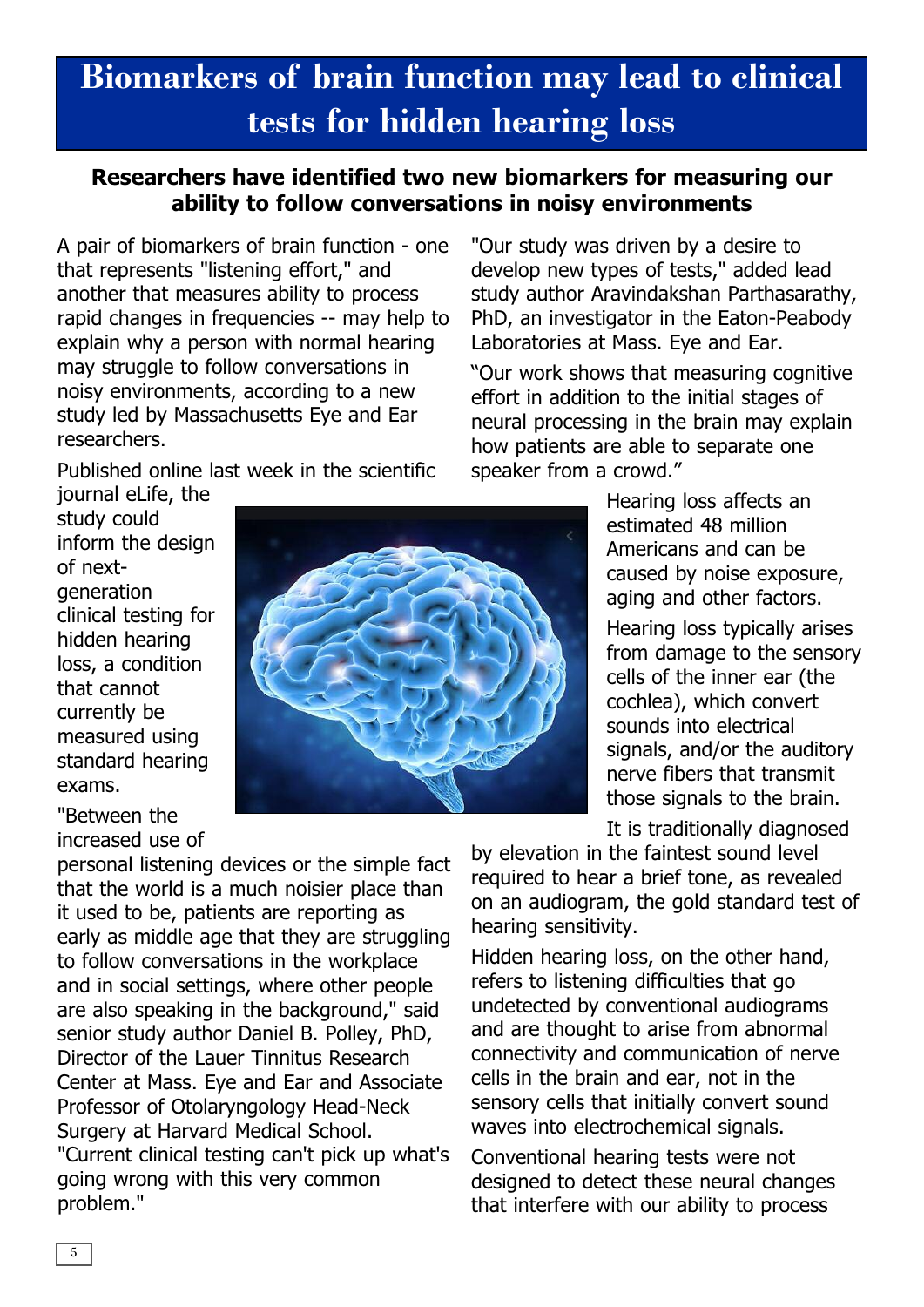# Biomarkers of brain function may lead to clinical tests for hidden hearing loss

**Researchers have identified two new biomarkers for measuring our ability to follow conversations in noisy environments**

A pair of biomarkers of brain function - one that represents "listening effort," and another that measures ability to process rapid changes in frequencies -- may help to explain why a person with normal hearing may struggle to follow conversations in noisy environments, according to a new study led by Massachusetts Eye and Ear researchers.

Published online last week in the scientific journal eLife, the study could inform the design of next-generation clinical testing for hidden hearing loss, a condition that cannot currently be measured using standard hearing exams.

"Between the increased use of personal listening devices or the simple fact that the world is a much noisier place than it used to be, patients are reporting as early as middle age that they are struggling to follow conversations in the workplace and in social settings, where other people are also speaking in the background," said senior study author Daniel B. Polley, PhD, Director of the Lauer Tinnitus Research Center at Mass. Eye and Ear and Associate Professor of Otolaryngology Head-Neck Surgery at Harvard Medical School. "Current clinical testing can't pick up what's going wrong with this very common problem."

"Our study was driven by a desire to develop new types of tests," added lead study author Aravindakshan Parthasarathy, PhD, an investigator in the Eaton-Peabody Laboratories at Mass. Eye and Ear.

"Our work shows that measuring cognitive effort in addition to the initial stages of neural processing in the brain may explain how patients are able to separate one speaker from a crowd."

Hearing loss affects an estimated 48 million Americans and can be caused by noise exposure, aging and other factors.

Hearing loss typically arises from damage to the sensory cells of the inner ear (the cochlea), which convert sounds into electrical signals, and/or the auditory nerve fibers that transmit those signals to the brain.

It is traditionally diagnosed by elevation in the faintest sound level required to hear a brief tone, as revealed on an audiogram, the gold standard test of hearing sensitivity.

Hidden hearing loss, on the other hand, refers to listening difficulties that go undetected by conventional audiograms and are thought to arise from abnormal connectivity and communication of nerve cells in the brain and ear, not in the sensory cells that initially convert sound waves into electrochemical signals.

Conventional hearing tests were not designed to detect these neural changes that interfere with our ability to process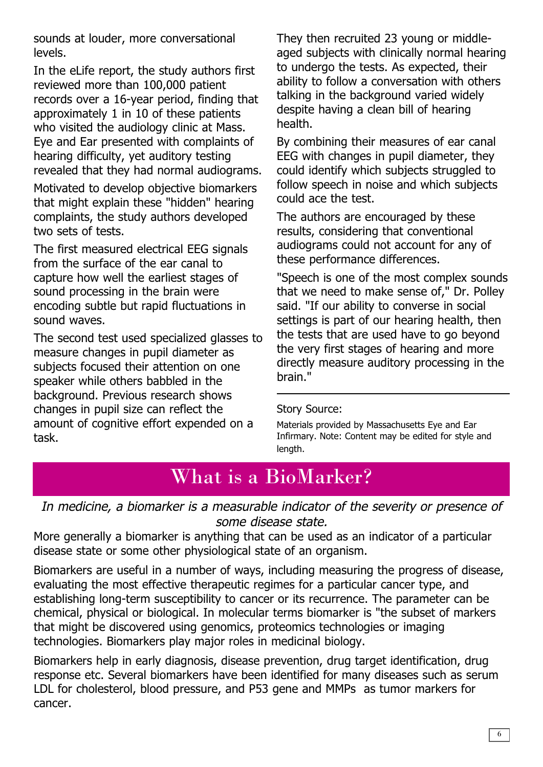sounds at louder, more conversational levels.

In the eLife report, the study authors first reviewed more than 100,000 patient records over a 16-year period, finding that approximately 1 in 10 of these patients who visited the audiology clinic at Mass. Eye and Ear presented with complaints of hearing difficulty, yet auditory testing revealed that they had normal audiograms.

Motivated to develop objective biomarkers that might explain these "hidden" hearing complaints, the study authors developed two sets of tests.

The first measured electrical EEG signals from the surface of the ear canal to capture how well the earliest stages of sound processing in the brain were encoding subtle but rapid fluctuations in sound waves.

The second test used specialized glasses to measure changes in pupil diameter as subjects focused their attention on one speaker while others babbled in the background. Previous research shows changes in pupil size can reflect the amount of cognitive effort expended on a task.

They then recruited 23 young or middle-aged subjects with clinically normal hearing to undergo the tests. As expected, their ability to follow a conversation with others talking in the background varied widely despite having a clean bill of hearing health.

By combining their measures of ear canal EEG with changes in pupil diameter, they could identify which subjects struggled to follow speech in noise and which subjects could ace the test.

The authors are encouraged by these results, considering that conventional audiograms could not account for any of these performance differences.

"Speech is one of the most complex sounds that we need to make sense of," Dr. Polley said. "If our ability to converse in social settings is part of our hearing health, then the tests that are used have to go beyond the very first stages of hearing and more directly measure auditory processing in the brain."

---

Story Source:

Materials provided by Massachusetts Eye and Ear Infirmary. Note: Content may be edited for style and length.

# What is a BioMarker?

*In medicine, a biomarker is a measurable indicator of the severity or presence of some disease state.*

More generally a biomarker is anything that can be used as an indicator of a particular disease state or some other physiological state of an organism.

Biomarkers are useful in a number of ways, including measuring the progress of disease, evaluating the most effective therapeutic regimes for a particular cancer type, and establishing long-term susceptibility to cancer or its recurrence. The parameter can be chemical, physical or biological. In molecular terms biomarker is "the subset of markers that might be discovered using genomics, proteomics technologies or imaging technologies. Biomarkers play major roles in medicinal biology.

Biomarkers help in early diagnosis, disease prevention, drug target identification, drug response etc. Several biomarkers have been identified for many diseases such as serum LDL for cholesterol, blood pressure, and P53 gene and MMPs as tumor markers for cancer.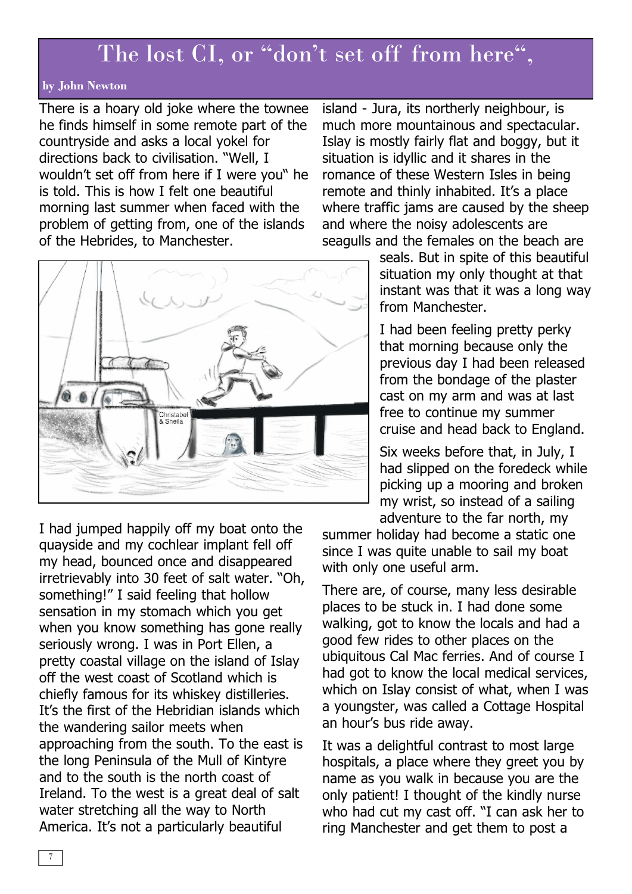# The lost CI, or “don’t set off from here“,

**by John Newton**

There is a hoary old joke where the townee he finds himself in some remote part of the countryside and asks a local yokel for directions back to civilisation. “Well, I wouldn’t set off from here if I were you“ he is told. This is how I felt one beautiful morning last summer when faced with the problem of getting from, one of the islands of the Hebrides, to Manchester.

I had jumped happily off my boat onto the quayside and my cochlear implant fell off my head, bounced once and disappeared irretrievably into 30 feet of salt water. “Oh, something!” I said feeling that hollow sensation in my stomach which you get when you know something has gone really seriously wrong. I was in Port Ellen, a pretty coastal village on the island of Islay off the west coast of Scotland which is chiefly famous for its whiskey distilleries. It’s the first of the Hebridian islands which the wandering sailor meets when approaching from the south. To the east is the long Peninsula of the Mull of Kintyre and to the south is the north coast of Ireland. To the west is a great deal of salt water stretching all the way to North America. It’s not a particularly beautiful island - Jura, its northerly neighbour, is much more mountainous and spectacular. Islay is mostly fairly flat and boggy, but it situation is idyllic and it shares in the romance of these Western Isles in being remote and thinly inhabited. It’s a place where traffic jams are caused by the sheep and where the noisy adolescents are seagulls and the females on the beach are seals. But in spite of this beautiful situation my only thought at that instant was that it was a long way from Manchester.

I had been feeling pretty perky that morning because only the previous day I had been released from the bondage of the plaster cast on my arm and was at last free to continue my summer cruise and head back to England.

Six weeks before that, in July, I had slipped on the foredeck while picking up a mooring and broken my wrist, so instead of a sailing adventure to the far north, my summer holiday had become a static one since I was quite unable to sail my boat with only one useful arm.

There are, of course, many less desirable places to be stuck in. I had done some walking, got to know the locals and had a good few rides to other places on the ubiquitous Cal Mac ferries. And of course I had got to know the local medical services, which on Islay consist of what, when I was a youngster, was called a Cottage Hospital an hour’s bus ride away.

It was a delightful contrast to most large hospitals, a place where they greet you by name as you walk in because you are the only patient! I thought of the kindly nurse who had cut my cast off. “I can ask her to ring Manchester and get them to post a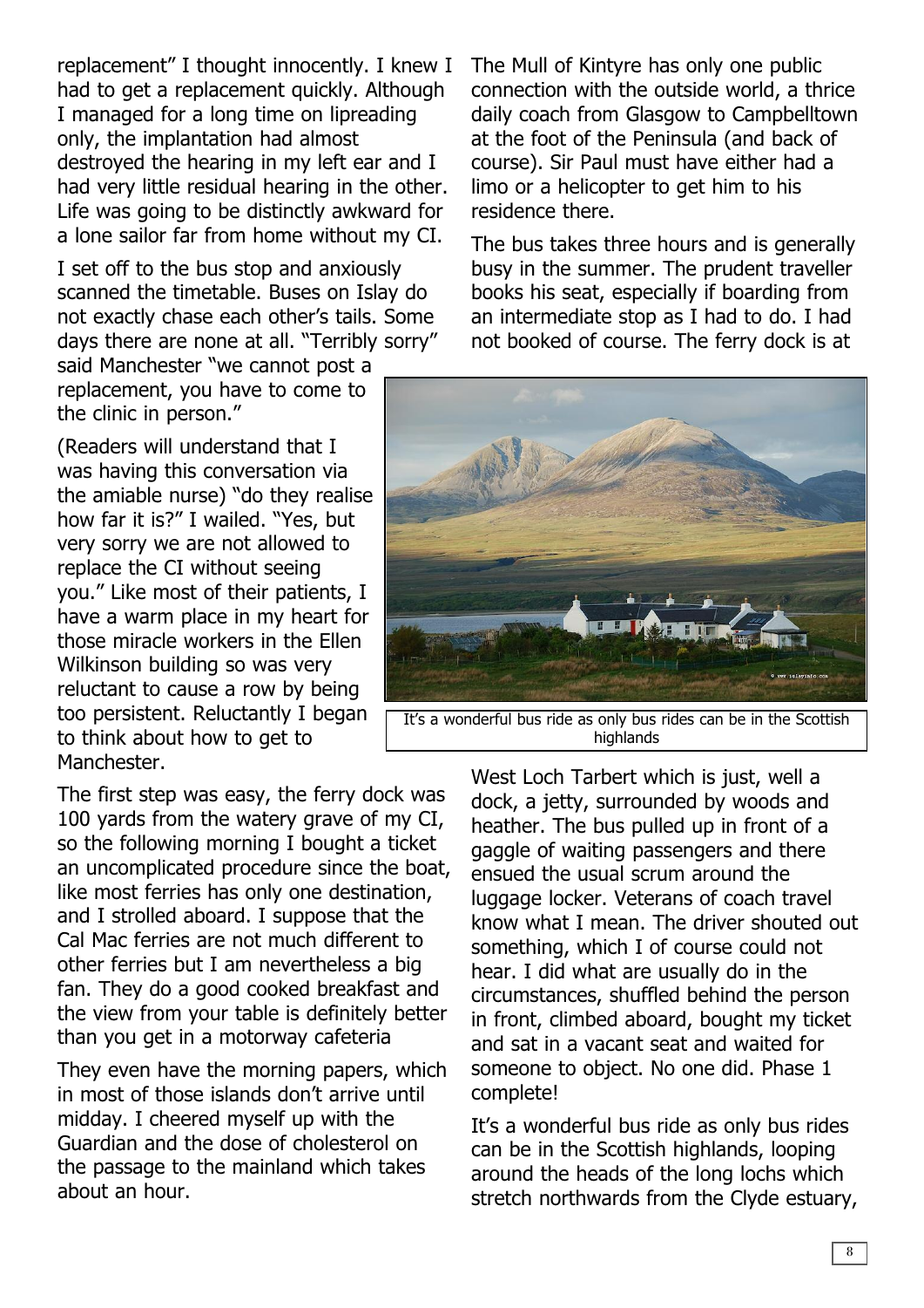replacement" I thought innocently. I knew I had to get a replacement quickly. Although I managed for a long time on lipreading only, the implantation had almost destroyed the hearing in my left ear and I had very little residual hearing in the other. Life was going to be distinctly awkward for a lone sailor far from home without my CI.

I set off to the bus stop and anxiously scanned the timetable. Buses on Islay do not exactly chase each other's tails. Some days there are none at all. "Terribly sorry" said Manchester "we cannot post a replacement, you have to come to the clinic in person."

(Readers will understand that I was having this conversation via the amiable nurse) "do they realise how far it is?" I wailed. "Yes, but very sorry we are not allowed to replace the CI without seeing you." Like most of their patients, I have a warm place in my heart for those miracle workers in the Ellen Wilkinson building so was very reluctant to cause a row by being too persistent. Reluctantly I began to think about how to get to Manchester.

The first step was easy, the ferry dock was 100 yards from the watery grave of my CI, so the following morning I bought a ticket an uncomplicated procedure since the boat, like most ferries has only one destination, and I strolled aboard. I suppose that the Cal Mac ferries are not much different to other ferries but I am nevertheless a big fan. They do a good cooked breakfast and the view from your table is definitely better than you get in a motorway cafeteria

They even have the morning papers, which in most of those islands don't arrive until midday. I cheered myself up with the Guardian and the dose of cholesterol on the passage to the mainland which takes about an hour.

The Mull of Kintyre has only one public connection with the outside world, a thrice daily coach from Glasgow to Campbelltown at the foot of the Peninsula (and back of course). Sir Paul must have either had a limo or a helicopter to get him to his residence there.

The bus takes three hours and is generally busy in the summer. The prudent traveller books his seat, especially if boarding from an intermediate stop as I had to do. I had not booked of course. The ferry dock is at West Loch Tarbert which is just, well a dock, a jetty, surrounded by woods and heather. The bus pulled up in front of a gaggle of waiting passengers and there ensued the usual scrum around the luggage locker. Veterans of coach travel know what I mean. The driver shouted out something, which I of course could not hear. I did what are usually do in the circumstances, shuffled behind the person in front, climbed aboard, bought my ticket and sat in a vacant seat and waited for someone to object. No one did. Phase 1 complete!

It's a wonderful bus ride as only bus rides can be in the Scottish highlands

It's a wonderful bus ride as only bus rides can be in the Scottish highlands, looping around the heads of the long lochs which stretch northwards from the Clyde estuary,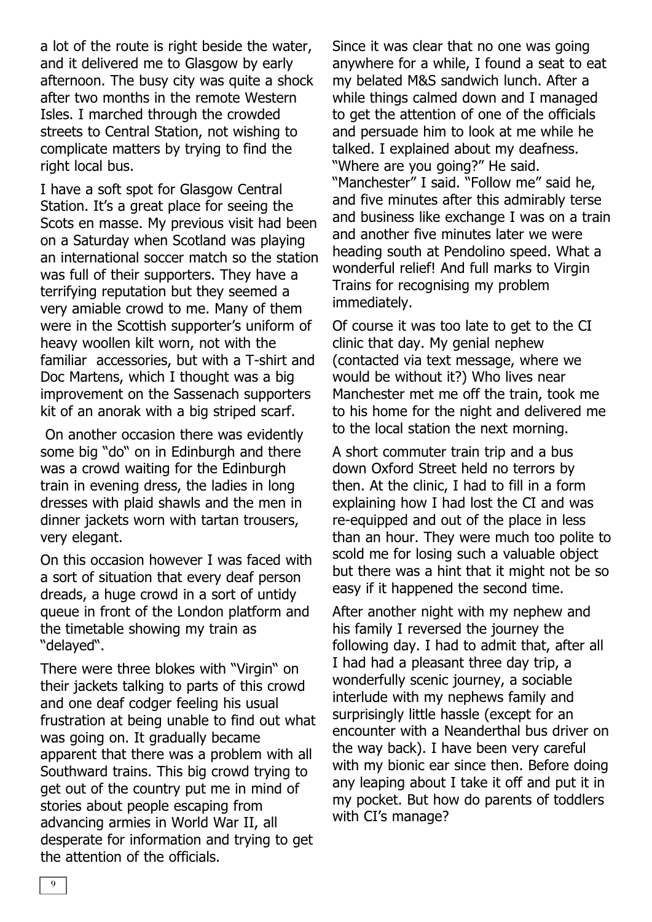a lot of the route is right beside the water, and it delivered me to Glasgow by early afternoon. The busy city was quite a shock after two months in the remote Western Isles. I marched through the crowded streets to Central Station, not wishing to complicate matters by trying to find the right local bus.

I have a soft spot for Glasgow Central Station. It's a great place for seeing the Scots en masse. My previous visit had been on a Saturday when Scotland was playing an international soccer match so the station was full of their supporters. They have a terrifying reputation but they seemed a very amiable crowd to me. Many of them were in the Scottish supporter's uniform of heavy woollen kilt worn, not with the familiar accessories, but with a T-shirt and Doc Martens, which I thought was a big improvement on the Sassenach supporters kit of an anorak with a big striped scarf.

On another occasion there was evidently some big "do" on in Edinburgh and there was a crowd waiting for the Edinburgh train in evening dress, the ladies in long dresses with plaid shawls and the men in dinner jackets worn with tartan trousers, very elegant.

On this occasion however I was faced with a sort of situation that every deaf person dreads, a huge crowd in a sort of untidy queue in front of the London platform and the timetable showing my train as "delayed".

There were three blokes with "Virgin" on their jackets talking to parts of this crowd and one deaf codger feeling his usual frustration at being unable to find out what was going on. It gradually became apparent that there was a problem with all Southward trains. This big crowd trying to get out of the country put me in mind of stories about people escaping from advancing armies in World War II, all desperate for information and trying to get the attention of the officials.

Since it was clear that no one was going anywhere for a while, I found a seat to eat my belated M&S sandwich lunch. After a while things calmed down and I managed to get the attention of one of the officials and persuade him to look at me while he talked. I explained about my deafness. "Where are you going?" He said. "Manchester" I said. "Follow me" said he, and five minutes after this admirably terse and business like exchange I was on a train and another five minutes later we were heading south at Pendolino speed. What a wonderful relief! And full marks to Virgin Trains for recognising my problem immediately.

Of course it was too late to get to the CI clinic that day. My genial nephew (contacted via text message, where we would be without it?) Who lives near Manchester met me off the train, took me to his home for the night and delivered me to the local station the next morning.

A short commuter train trip and a bus down Oxford Street held no terrors by then. At the clinic, I had to fill in a form explaining how I had lost the CI and was re-equipped and out of the place in less than an hour. They were much too polite to scold me for losing such a valuable object but there was a hint that it might not be so easy if it happened the second time.

After another night with my nephew and his family I reversed the journey the following day. I had to admit that, after all I had had a pleasant three day trip, a wonderfully scenic journey, a sociable interlude with my nephews family and surprisingly little hassle (except for an encounter with a Neanderthal bus driver on the way back). I have been very careful with my bionic ear since then. Before doing any leaping about I take it off and put it in my pocket. But how do parents of toddlers with CI's manage?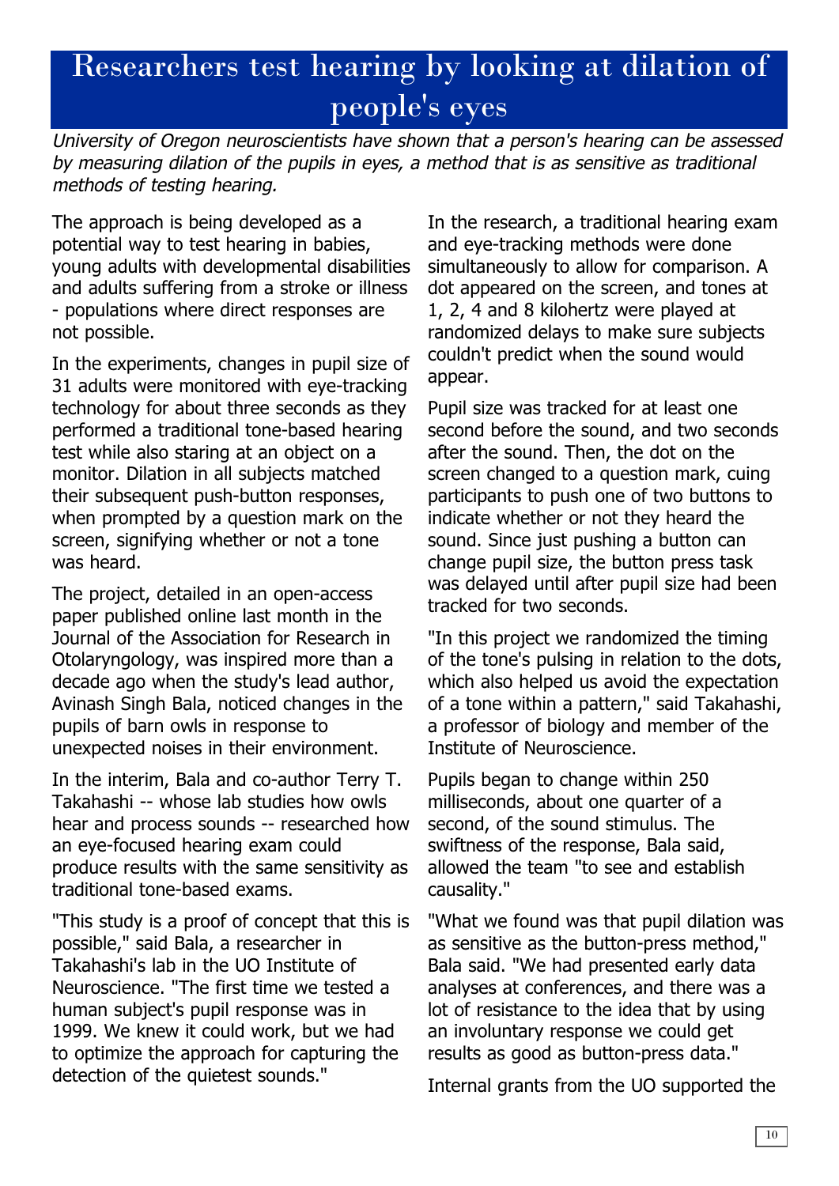# Researchers test hearing by looking at dilation of people's eyes

*University of Oregon neuroscientists have shown that a person's hearing can be assessed by measuring dilation of the pupils in eyes, a method that is as sensitive as traditional methods of testing hearing.*

The approach is being developed as a potential way to test hearing in babies, young adults with developmental disabilities and adults suffering from a stroke or illness - populations where direct responses are not possible.

In the experiments, changes in pupil size of 31 adults were monitored with eye-tracking technology for about three seconds as they performed a traditional tone-based hearing test while also staring at an object on a monitor. Dilation in all subjects matched their subsequent push-button responses, when prompted by a question mark on the screen, signifying whether or not a tone was heard.

The project, detailed in an open-access paper published online last month in the Journal of the Association for Research in Otolaryngology, was inspired more than a decade ago when the study's lead author, Avinash Singh Bala, noticed changes in the pupils of barn owls in response to unexpected noises in their environment.

In the interim, Bala and co-author Terry T. Takahashi -- whose lab studies how owls hear and process sounds -- researched how an eye-focused hearing exam could produce results with the same sensitivity as traditional tone-based exams.

"This study is a proof of concept that this is possible," said Bala, a researcher in Takahashi's lab in the UO Institute of Neuroscience. "The first time we tested a human subject's pupil response was in 1999. We knew it could work, but we had to optimize the approach for capturing the detection of the quietest sounds."

In the research, a traditional hearing exam and eye-tracking methods were done simultaneously to allow for comparison. A dot appeared on the screen, and tones at 1, 2, 4 and 8 kilohertz were played at randomized delays to make sure subjects couldn't predict when the sound would appear.

Pupil size was tracked for at least one second before the sound, and two seconds after the sound. Then, the dot on the screen changed to a question mark, cuing participants to push one of two buttons to indicate whether or not they heard the sound. Since just pushing a button can change pupil size, the button press task was delayed until after pupil size had been tracked for two seconds.

"In this project we randomized the timing of the tone's pulsing in relation to the dots, which also helped us avoid the expectation of a tone within a pattern," said Takahashi, a professor of biology and member of the Institute of Neuroscience.

Pupils began to change within 250 milliseconds, about one quarter of a second, of the sound stimulus. The swiftness of the response, Bala said, allowed the team "to see and establish causality."

"What we found was that pupil dilation was as sensitive as the button-press method," Bala said. "We had presented early data analyses at conferences, and there was a lot of resistance to the idea that by using an involuntary response we could get results as good as button-press data."

Internal grants from the UO supported the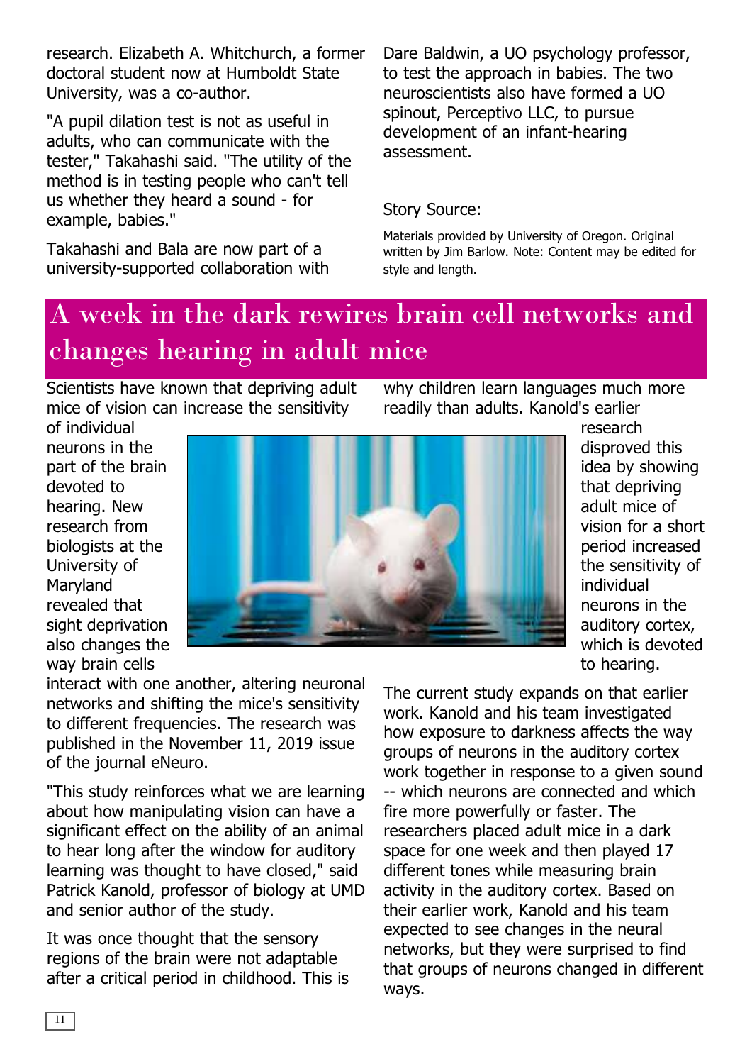research. Elizabeth A. Whitchurch, a former doctoral student now at Humboldt State University, was a co-author.

"A pupil dilation test is not as useful in adults, who can communicate with the tester," Takahashi said. "The utility of the method is in testing people who can't tell us whether they heard a sound - for example, babies."

Takahashi and Bala are now part of a university-supported collaboration with Dare Baldwin, a UO psychology professor, to test the approach in babies. The two neuroscientists also have formed a UO spinout, Perceptivo LLC, to pursue development of an infant-hearing assessment.

---

Story Source:

Materials provided by University of Oregon. Original written by Jim Barlow. Note: Content may be edited for style and length.

# A week in the dark rewires brain cell networks and changes hearing in adult mice

Scientists have known that depriving adult mice of vision can increase the sensitivity of individual neurons in the part of the brain devoted to hearing. New research from biologists at the University of Maryland revealed that sight deprivation also changes the way brain cells interact with one another, altering neuronal networks and shifting the mice's sensitivity to different frequencies. The research was published in the November 11, 2019 issue of the journal eNeuro.

"This study reinforces what we are learning about how manipulating vision can have a significant effect on the ability of an animal to hear long after the window for auditory learning was thought to have closed," said Patrick Kanold, professor of biology at UMD and senior author of the study.

It was once thought that the sensory regions of the brain were not adaptable after a critical period in childhood. This is why children learn languages much more readily than adults. Kanold's earlier research disproved this idea by showing that depriving adult mice of vision for a short period increased the sensitivity of individual neurons in the auditory cortex, which is devoted to hearing.

The current study expands on that earlier work. Kanold and his team investigated how exposure to darkness affects the way groups of neurons in the auditory cortex work together in response to a given sound -- which neurons are connected and which fire more powerfully or faster. The researchers placed adult mice in a dark space for one week and then played 17 different tones while measuring brain activity in the auditory cortex. Based on their earlier work, Kanold and his team expected to see changes in the neural networks, but they were surprised to find that groups of neurons changed in different ways.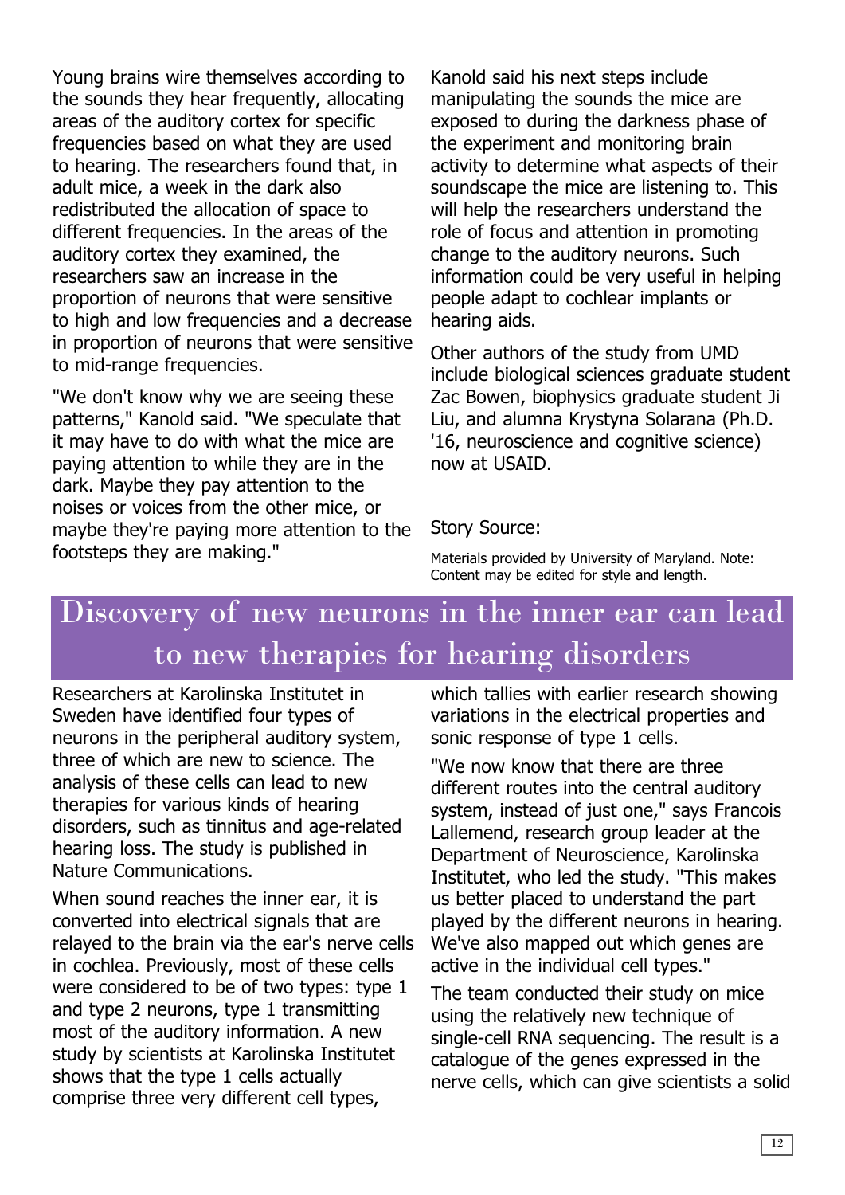Young brains wire themselves according to the sounds they hear frequently, allocating areas of the auditory cortex for specific frequencies based on what they are used to hearing. The researchers found that, in adult mice, a week in the dark also redistributed the allocation of space to different frequencies. In the areas of the auditory cortex they examined, the researchers saw an increase in the proportion of neurons that were sensitive to high and low frequencies and a decrease in proportion of neurons that were sensitive to mid-range frequencies.

"We don't know why we are seeing these patterns," Kanold said. "We speculate that it may have to do with what the mice are paying attention to while they are in the dark. Maybe they pay attention to the noises or voices from the other mice, or maybe they're paying more attention to the footsteps they are making."

Kanold said his next steps include manipulating the sounds the mice are exposed to during the darkness phase of the experiment and monitoring brain activity to determine what aspects of their soundscape the mice are listening to. This will help the researchers understand the role of focus and attention in promoting change to the auditory neurons. Such information could be very useful in helping people adapt to cochlear implants or hearing aids.

Other authors of the study from UMD include biological sciences graduate student Zac Bowen, biophysics graduate student Ji Liu, and alumna Krystyna Solarana (Ph.D. '16, neuroscience and cognitive science) now at USAID.

---

Story Source:

Materials provided by University of Maryland. Note: Content may be edited for style and length.

# Discovery of new neurons in the inner ear can lead to new therapies for hearing disorders

Researchers at Karolinska Institutet in Sweden have identified four types of neurons in the peripheral auditory system, three of which are new to science. The analysis of these cells can lead to new therapies for various kinds of hearing disorders, such as tinnitus and age-related hearing loss. The study is published in Nature Communications.

When sound reaches the inner ear, it is converted into electrical signals that are relayed to the brain via the ear's nerve cells in cochlea. Previously, most of these cells were considered to be of two types: type 1 and type 2 neurons, type 1 transmitting most of the auditory information. A new study by scientists at Karolinska Institutet shows that the type 1 cells actually comprise three very different cell types, which tallies with earlier research showing variations in the electrical properties and sonic response of type 1 cells.

"We now know that there are three different routes into the central auditory system, instead of just one," says Francois Lallemend, research group leader at the Department of Neuroscience, Karolinska Institutet, who led the study. "This makes us better placed to understand the part played by the different neurons in hearing. We've also mapped out which genes are active in the individual cell types."

The team conducted their study on mice using the relatively new technique of single-cell RNA sequencing. The result is a catalogue of the genes expressed in the nerve cells, which can give scientists a solid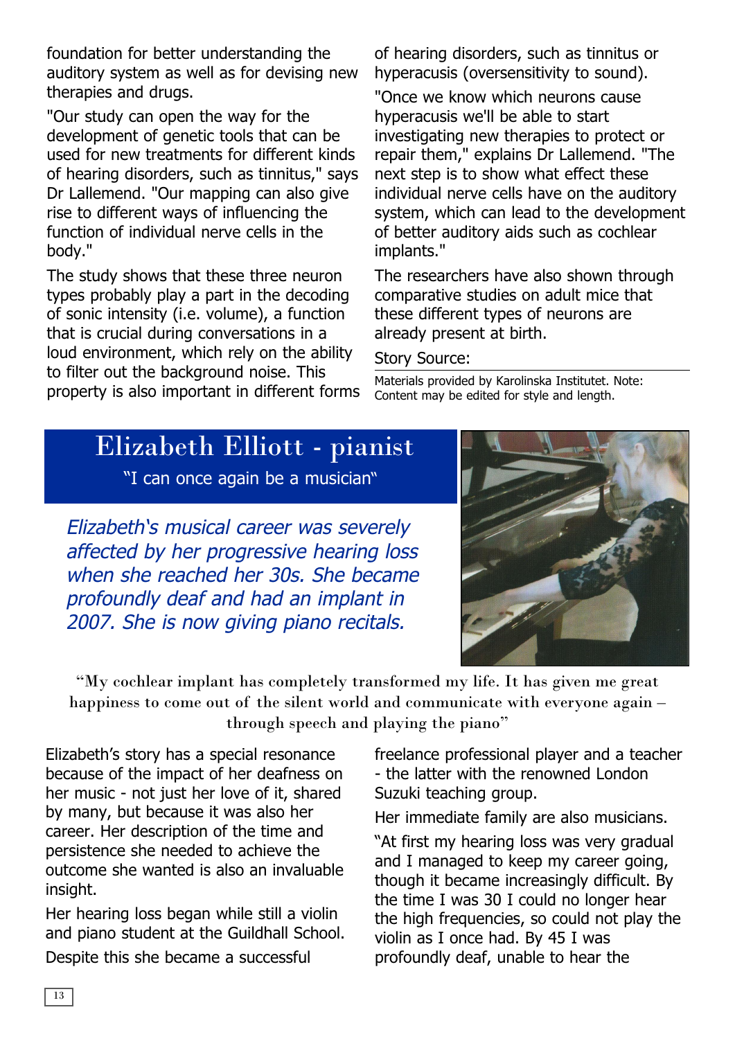foundation for better understanding the auditory system as well as for devising new therapies and drugs.

"Our study can open the way for the development of genetic tools that can be used for new treatments for different kinds of hearing disorders, such as tinnitus," says Dr Lallemend. "Our mapping can also give rise to different ways of influencing the function of individual nerve cells in the body."

The study shows that these three neuron types probably play a part in the decoding of sonic intensity (i.e. volume), a function that is crucial during conversations in a loud environment, which rely on the ability to filter out the background noise. This property is also important in different forms of hearing disorders, such as tinnitus or hyperacusis (oversensitivity to sound).

"Once we know which neurons cause hyperacusis we'll be able to start investigating new therapies to protect or repair them," explains Dr Lallemend. "The next step is to show what effect these individual nerve cells have on the auditory system, which can lead to the development of better auditory aids such as cochlear implants."

The researchers have also shown through comparative studies on adult mice that these different types of neurons are already present at birth.

Story Source:

Materials provided by Karolinska Institutet. Note: Content may be edited for style and length.

# Elizabeth Elliott - pianist

"I can once again be a musician"

*Elizabeth's musical career was severely affected by her progressive hearing loss when she reached her 30s. She became profoundly deaf and had an implant in 2007. She is now giving piano recitals.*

"My cochlear implant has completely transformed my life. It has given me great happiness to come out of the silent world and communicate with everyone again – through speech and playing the piano"

Elizabeth's story has a special resonance because of the impact of her deafness on her music - not just her love of it, shared by many, but because it was also her career. Her description of the time and persistence she needed to achieve the outcome she wanted is also an invaluable insight.

Her hearing loss began while still a violin and piano student at the Guildhall School.

Despite this she became a successful freelance professional player and a teacher - the latter with the renowned London Suzuki teaching group.

Her immediate family are also musicians.

"At first my hearing loss was very gradual and I managed to keep my career going, though it became increasingly difficult. By the time I was 30 I could no longer hear the high frequencies, so could not play the violin as I once had. By 45 I was profoundly deaf, unable to hear the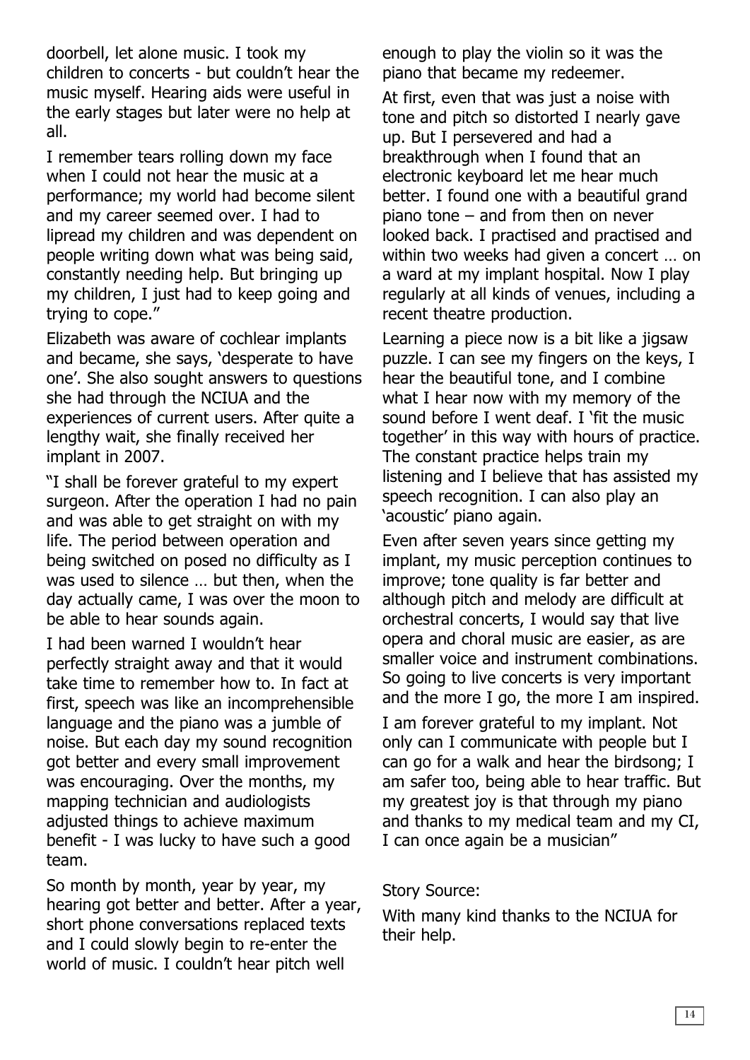doorbell, let alone music. I took my children to concerts - but couldn't hear the music myself. Hearing aids were useful in the early stages but later were no help at all.

I remember tears rolling down my face when I could not hear the music at a performance; my world had become silent and my career seemed over. I had to lipread my children and was dependent on people writing down what was being said, constantly needing help. But bringing up my children, I just had to keep going and trying to cope."

Elizabeth was aware of cochlear implants and became, she says, 'desperate to have one'. She also sought answers to questions she had through the NCIUA and the experiences of current users. After quite a lengthy wait, she finally received her implant in 2007.

"I shall be forever grateful to my expert surgeon. After the operation I had no pain and was able to get straight on with my life. The period between operation and being switched on posed no difficulty as I was used to silence … but then, when the day actually came, I was over the moon to be able to hear sounds again.

I had been warned I wouldn't hear perfectly straight away and that it would take time to remember how to. In fact at first, speech was like an incomprehensible language and the piano was a jumble of noise. But each day my sound recognition got better and every small improvement was encouraging. Over the months, my mapping technician and audiologists adjusted things to achieve maximum benefit - I was lucky to have such a good team.

So month by month, year by year, my hearing got better and better. After a year, short phone conversations replaced texts and I could slowly begin to re-enter the world of music. I couldn't hear pitch well enough to play the violin so it was the piano that became my redeemer.

At first, even that was just a noise with tone and pitch so distorted I nearly gave up. But I persevered and had a breakthrough when I found that an electronic keyboard let me hear much better. I found one with a beautiful grand piano tone – and from then on never looked back. I practised and practised and within two weeks had given a concert … on a ward at my implant hospital. Now I play regularly at all kinds of venues, including a recent theatre production.

Learning a piece now is a bit like a jigsaw puzzle. I can see my fingers on the keys, I hear the beautiful tone, and I combine what I hear now with my memory of the sound before I went deaf. I 'fit the music together' in this way with hours of practice. The constant practice helps train my listening and I believe that has assisted my speech recognition. I can also play an 'acoustic' piano again.

Even after seven years since getting my implant, my music perception continues to improve; tone quality is far better and although pitch and melody are difficult at orchestral concerts, I would say that live opera and choral music are easier, as are smaller voice and instrument combinations. So going to live concerts is very important and the more I go, the more I am inspired.

I am forever grateful to my implant. Not only can I communicate with people but I can go for a walk and hear the birdsong; I am safer too, being able to hear traffic. But my greatest joy is that through my piano and thanks to my medical team and my CI, I can once again be a musician"

Story Source:

With many kind thanks to the NCIUA for their help.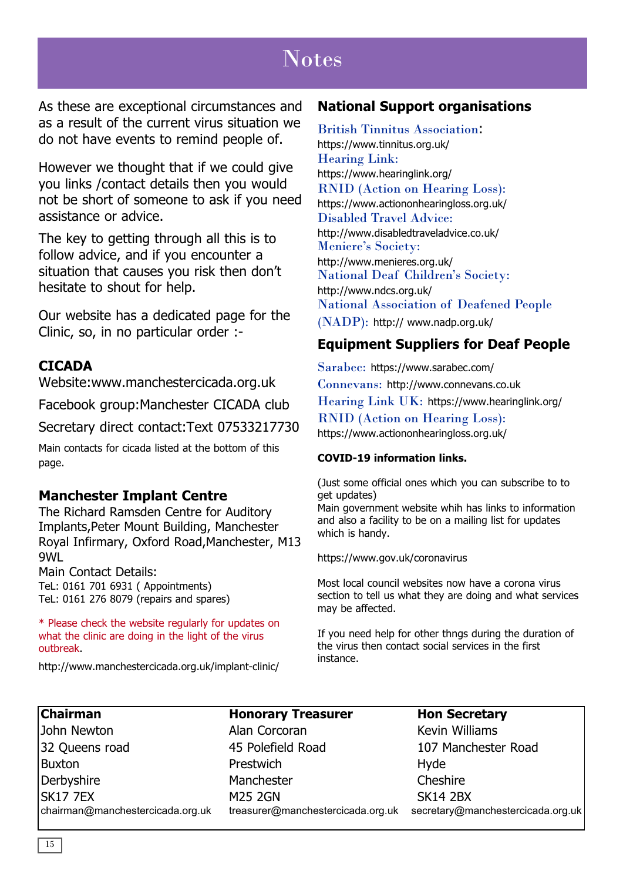# Notes

As these are exceptional circumstances and as a result of the current virus situation we do not have events to remind people of.

However we thought that if we could give you links /contact details then you would not be short of someone to ask if you need assistance or advice.

The key to getting through all this is to follow advice, and if you encounter a situation that causes you risk then don't hesitate to shout for help.

Our website has a dedicated page for the Clinic, so, in no particular order :-

**CICADA**

Website:www.manchestercicada.org.uk

Facebook group:Manchester CICADA club

Secretary direct contact:Text 07533217730

Main contacts for cicada listed at the bottom of this page.

**Manchester Implant Centre**

The Richard Ramsden Centre for Auditory Implants,Peter Mount Building, Manchester Royal Infirmary, Oxford Road,Manchester, M13 9WL

Main Contact Details:
TeL: 0161 701 6931 ( Appointments)
TeL: 0161 276 8079 (repairs and spares)

* Please check the website regularly for updates on what the clinic are doing in the light of the virus outbreak.

http://www.manchestercicada.org.uk/implant-clinic/

## National Support organisations

British Tinnitus Association:
https://www.tinnitus.org.uk/
Hearing Link:
https://www.hearinglink.org/
RNID (Action on Hearing Loss):
https://www.actiononhearingloss.org.uk/
Disabled Travel Advice:
http://www.disabledtraveladvice.co.uk/
Meniere's Society:
http://www.menieres.org.uk/
National Deaf Children's Society:
http://www.ndcs.org.uk/
National Association of Deafened People (NADP): http:// www.nadp.org.uk/

## Equipment Suppliers for Deaf People

Sarabec: https://www.sarabec.com/
Connevans: http://www.connevans.co.uk
Hearing Link UK: https://www.hearinglink.org/
RNID (Action on Hearing Loss):
https://www.actiononhearingloss.org.uk/

**COVID-19 information links.**

(Just some official ones which you can subscribe to to get updates)
Main government website whih has links to information and also a facility to be on a mailing list for updates which is handy.

https://www.gov.uk/coronavirus

Most local council websites now have a corona virus section to tell us what they are doing and what services may be affected.

If you need help for other thngs during the duration of the virus then contact social services in the first instance.

| **Chairman** | **Honorary Treasurer** | **Hon Secretary** |
|---|---|---|
| John Newton | Alan Corcoran | Kevin Williams |
| 32 Queens road | 45 Polefield Road | 107 Manchester Road |
| Buxton | Prestwich | Hyde |
| Derbyshire | Manchester | Cheshire |
| SK17 7EX | M25 2GN | SK14 2BX |
| chairman@manchestercicada.org.uk | treasurer@manchestercicada.org.uk | secretary@manchestercicada.org.uk |